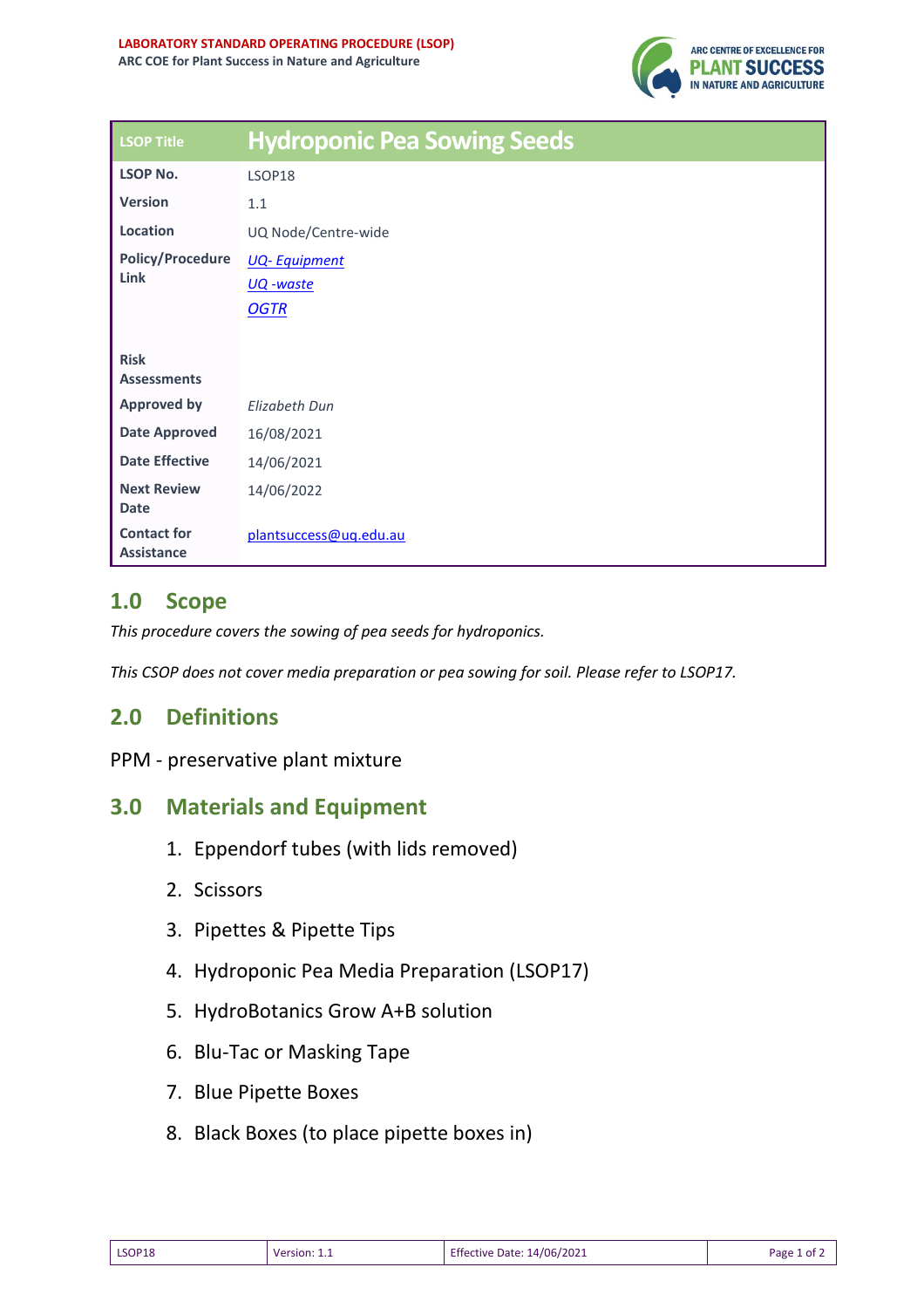**LABORATORY STANDARD OPERATING PROCEDURE (LSOP)**
**ARC COE for Plant Success in Nature and Agriculture**

| LSOP Title | Hydroponic Pea Sowing Seeds |
|---|---|
| **LSOP No.** | LSOP18 |
| **Version** | 1.1 |
| **Location** | UQ Node/Centre-wide |
| **Policy/Procedure Link** | *UQ- Equipment*<br>*UQ -waste*<br>*OGTR* |
| **Risk Assessments** | |
| **Approved by** | *Elizabeth Dun* |
| **Date Approved** | 16/08/2021 |
| **Date Effective** | 14/06/2021 |
| **Next Review Date** | 14/06/2022 |
| **Contact for Assistance** | plantsuccess@uq.edu.au |

## 1.0 Scope

*This procedure covers the sowing of pea seeds for hydroponics.*

*This CSOP does not cover media preparation or pea sowing for soil. Please refer to LSOP17.*

## 2.0 Definitions

PPM - preservative plant mixture

## 3.0 Materials and Equipment

1. Eppendorf tubes (with lids removed)
2. Scissors
3. Pipettes & Pipette Tips
4. Hydroponic Pea Media Preparation (LSOP17)
5. HydroBotanics Grow A+B solution
6. Blu-Tac or Masking Tape
7. Blue Pipette Boxes
8. Black Boxes (to place pipette boxes in)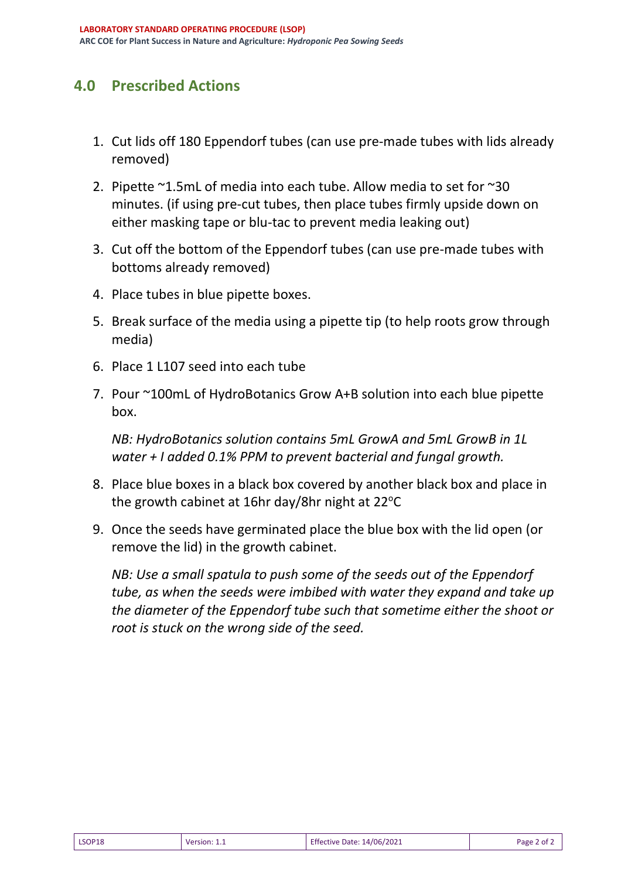## 4.0 Prescribed Actions

1. Cut lids off 180 Eppendorf tubes (can use pre-made tubes with lids already removed)
2. Pipette ~1.5mL of media into each tube. Allow media to set for ~30 minutes. (if using pre-cut tubes, then place tubes firmly upside down on either masking tape or blu-tac to prevent media leaking out)
3. Cut off the bottom of the Eppendorf tubes (can use pre-made tubes with bottoms already removed)
4. Place tubes in blue pipette boxes.
5. Break surface of the media using a pipette tip (to help roots grow through media)
6. Place 1 L107 seed into each tube
7. Pour ~100mL of HydroBotanics Grow A+B solution into each blue pipette box.

   *NB: HydroBotanics solution contains 5mL GrowA and 5mL GrowB in 1L water + I added 0.1% PPM to prevent bacterial and fungal growth.*

8. Place blue boxes in a black box covered by another black box and place in the growth cabinet at 16hr day/8hr night at 22°C
9. Once the seeds have germinated place the blue box with the lid open (or remove the lid) in the growth cabinet.

   *NB: Use a small spatula to push some of the seeds out of the Eppendorf tube, as when the seeds were imbibed with water they expand and take up the diameter of the Eppendorf tube such that sometime either the shoot or root is stuck on the wrong side of the seed.*